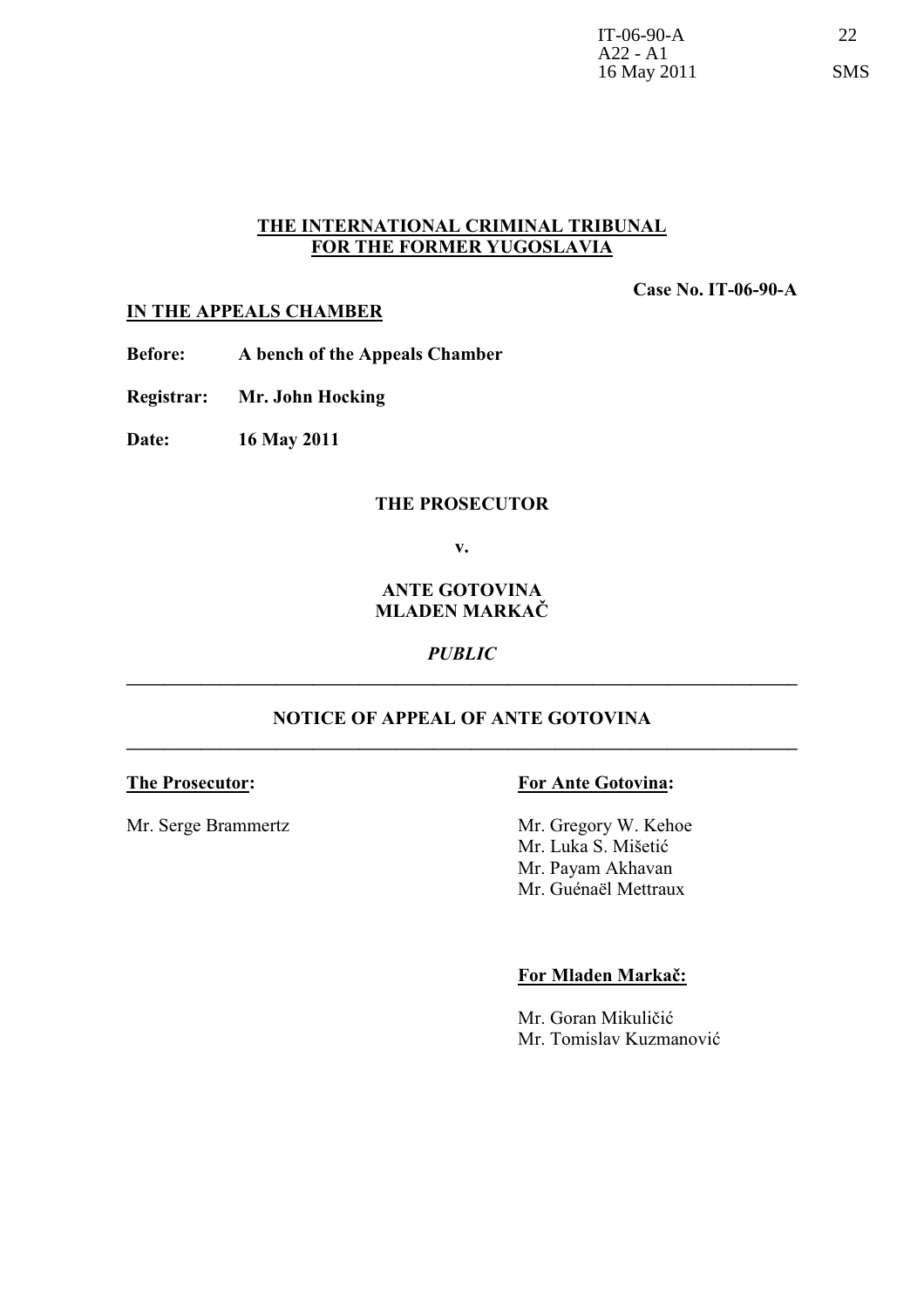**THE INTERNATIONAL CRIMINAL TRIBUNAL**
**FOR THE FORMER YUGOSLAVIA**

**Case No. IT-06-90-A**

**IN THE APPEALS CHAMBER**

**Before:** **A bench of the Appeals Chamber**

**Registrar:** **Mr. John Hocking**

**Date:** **16 May 2011**

**THE PROSECUTOR**

**v.**

**ANTE GOTOVINA**
**MLADEN MARKAČ**

***PUBLIC***

---

**NOTICE OF APPEAL OF ANTE GOTOVINA**

---

**The Prosecutor:**

Mr. Serge Brammertz

**For Ante Gotovina:**

Mr. Gregory W. Kehoe
Mr. Luka S. Mišetić
Mr. Payam Akhavan
Mr. Guénaël Mettraux

**For Mladen Markač:**

Mr. Goran Mikuličić
Mr. Tomislav Kuzmanović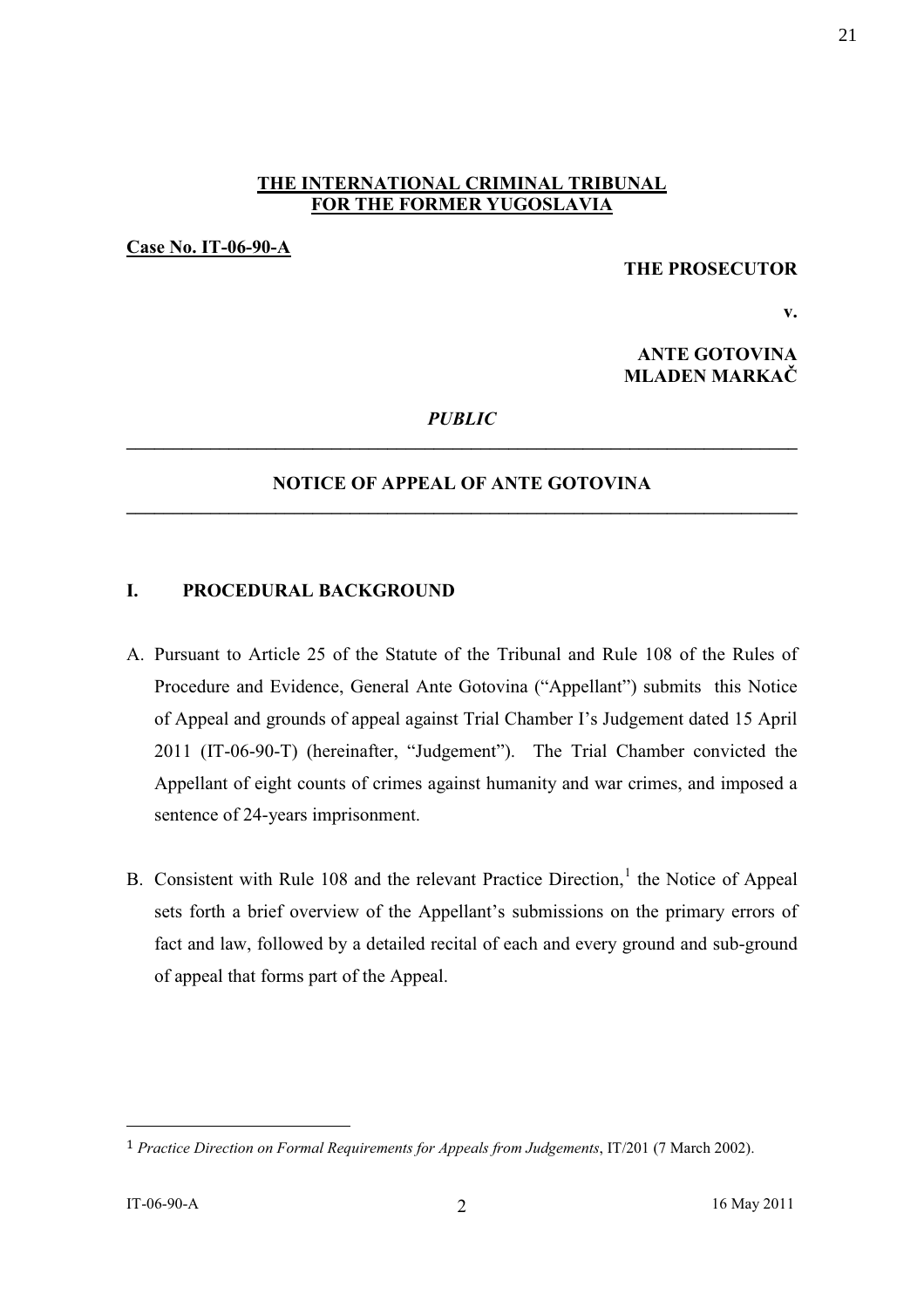**THE INTERNATIONAL CRIMINAL TRIBUNAL FOR THE FORMER YUGOSLAVIA**

**Case No. IT-06-90-A**

**THE PROSECUTOR**

**v.**

**ANTE GOTOVINA**
**MLADEN MARKAČ**

*PUBLIC*

---

**NOTICE OF APPEAL OF ANTE GOTOVINA**

---

## I. PROCEDURAL BACKGROUND

A. Pursuant to Article 25 of the Statute of the Tribunal and Rule 108 of the Rules of Procedure and Evidence, General Ante Gotovina ("Appellant") submits this Notice of Appeal and grounds of appeal against Trial Chamber I's Judgement dated 15 April 2011 (IT-06-90-T) (hereinafter, "Judgement"). The Trial Chamber convicted the Appellant of eight counts of crimes against humanity and war crimes, and imposed a sentence of 24-years imprisonment.

B. Consistent with Rule 108 and the relevant Practice Direction,[1] the Notice of Appeal sets forth a brief overview of the Appellant's submissions on the primary errors of fact and law, followed by a detailed recital of each and every ground and sub-ground of appeal that forms part of the Appeal.

---

[1] *Practice Direction on Formal Requirements for Appeals from Judgements*, IT/201 (7 March 2002).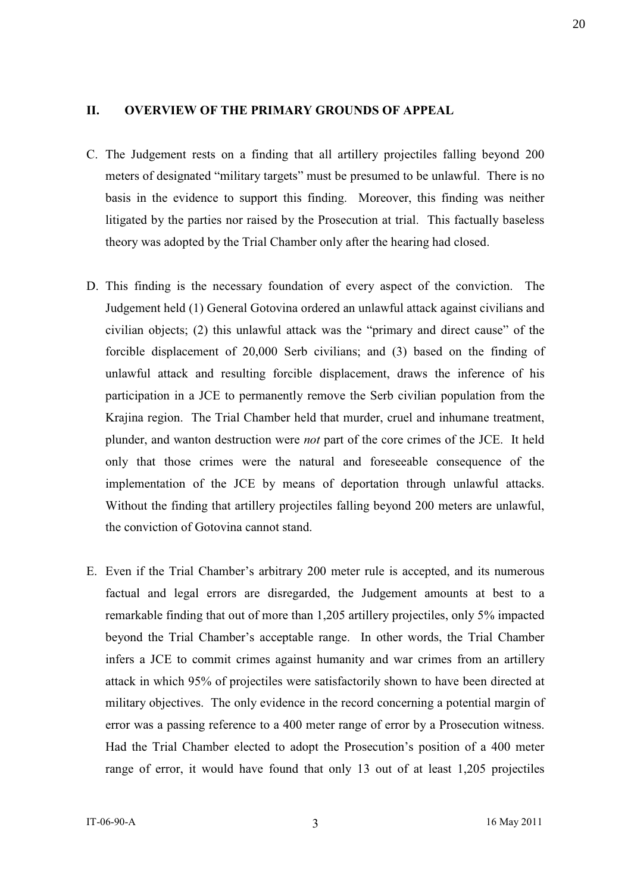## II. OVERVIEW OF THE PRIMARY GROUNDS OF APPEAL

C. The Judgement rests on a finding that all artillery projectiles falling beyond 200 meters of designated "military targets" must be presumed to be unlawful. There is no basis in the evidence to support this finding. Moreover, this finding was neither litigated by the parties nor raised by the Prosecution at trial. This factually baseless theory was adopted by the Trial Chamber only after the hearing had closed.

D. This finding is the necessary foundation of every aspect of the conviction. The Judgement held (1) General Gotovina ordered an unlawful attack against civilians and civilian objects; (2) this unlawful attack was the "primary and direct cause" of the forcible displacement of 20,000 Serb civilians; and (3) based on the finding of unlawful attack and resulting forcible displacement, draws the inference of his participation in a JCE to permanently remove the Serb civilian population from the Krajina region. The Trial Chamber held that murder, cruel and inhumane treatment, plunder, and wanton destruction were *not* part of the core crimes of the JCE. It held only that those crimes were the natural and foreseeable consequence of the implementation of the JCE by means of deportation through unlawful attacks. Without the finding that artillery projectiles falling beyond 200 meters are unlawful, the conviction of Gotovina cannot stand.

E. Even if the Trial Chamber's arbitrary 200 meter rule is accepted, and its numerous factual and legal errors are disregarded, the Judgement amounts at best to a remarkable finding that out of more than 1,205 artillery projectiles, only 5% impacted beyond the Trial Chamber's acceptable range. In other words, the Trial Chamber infers a JCE to commit crimes against humanity and war crimes from an artillery attack in which 95% of projectiles were satisfactorily shown to have been directed at military objectives. The only evidence in the record concerning a potential margin of error was a passing reference to a 400 meter range of error by a Prosecution witness. Had the Trial Chamber elected to adopt the Prosecution's position of a 400 meter range of error, it would have found that only 13 out of at least 1,205 projectiles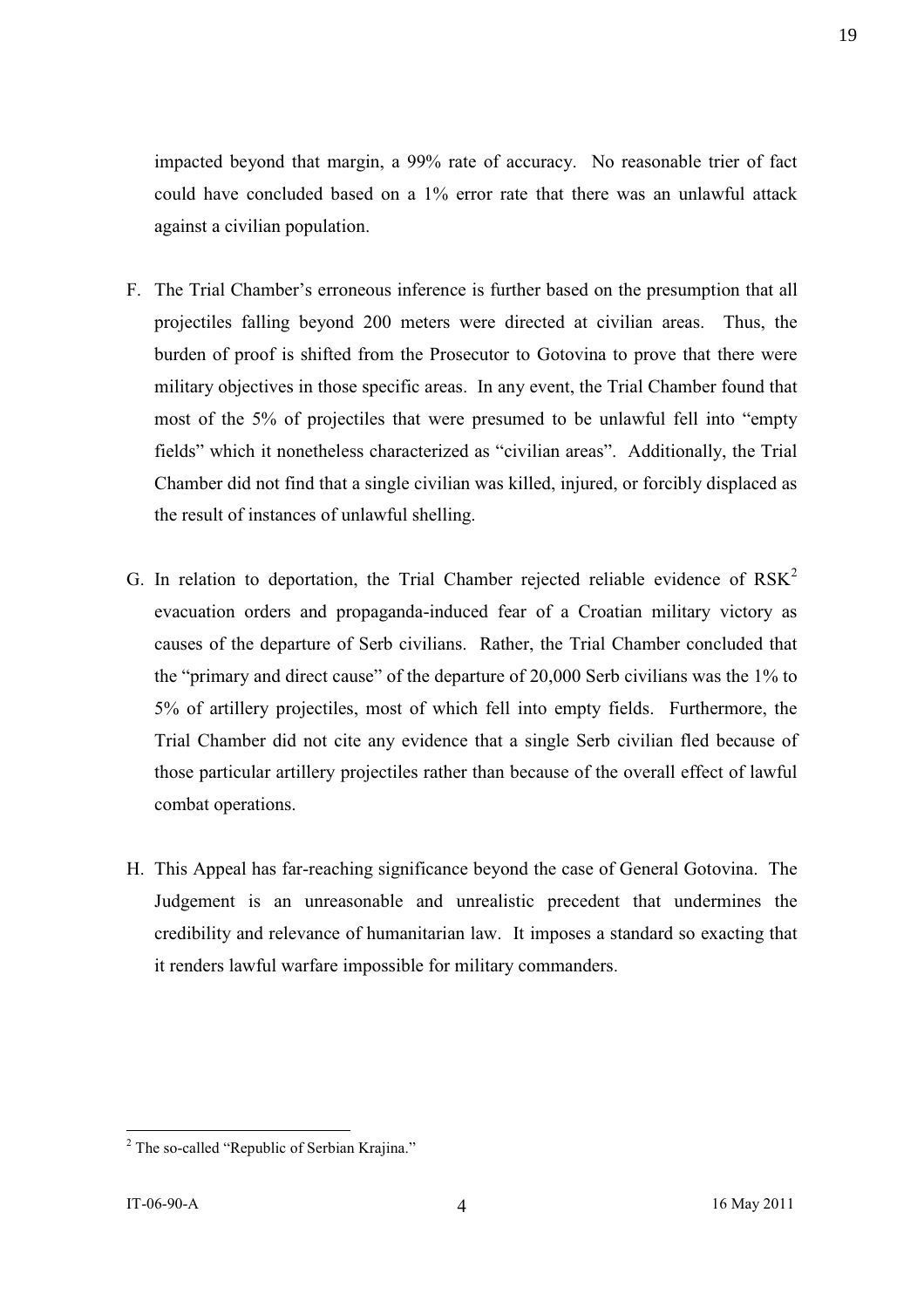impacted beyond that margin, a 99% rate of accuracy. No reasonable trier of fact could have concluded based on a 1% error rate that there was an unlawful attack against a civilian population.

F. The Trial Chamber's erroneous inference is further based on the presumption that all projectiles falling beyond 200 meters were directed at civilian areas. Thus, the burden of proof is shifted from the Prosecutor to Gotovina to prove that there were military objectives in those specific areas. In any event, the Trial Chamber found that most of the 5% of projectiles that were presumed to be unlawful fell into "empty fields" which it nonetheless characterized as "civilian areas". Additionally, the Trial Chamber did not find that a single civilian was killed, injured, or forcibly displaced as the result of instances of unlawful shelling.

G. In relation to deportation, the Trial Chamber rejected reliable evidence of RSK[2] evacuation orders and propaganda-induced fear of a Croatian military victory as causes of the departure of Serb civilians. Rather, the Trial Chamber concluded that the "primary and direct cause" of the departure of 20,000 Serb civilians was the 1% to 5% of artillery projectiles, most of which fell into empty fields. Furthermore, the Trial Chamber did not cite any evidence that a single Serb civilian fled because of those particular artillery projectiles rather than because of the overall effect of lawful combat operations.

H. This Appeal has far-reaching significance beyond the case of General Gotovina. The Judgement is an unreasonable and unrealistic precedent that undermines the credibility and relevance of humanitarian law. It imposes a standard so exacting that it renders lawful warfare impossible for military commanders.

[2] The so-called "Republic of Serbian Krajina."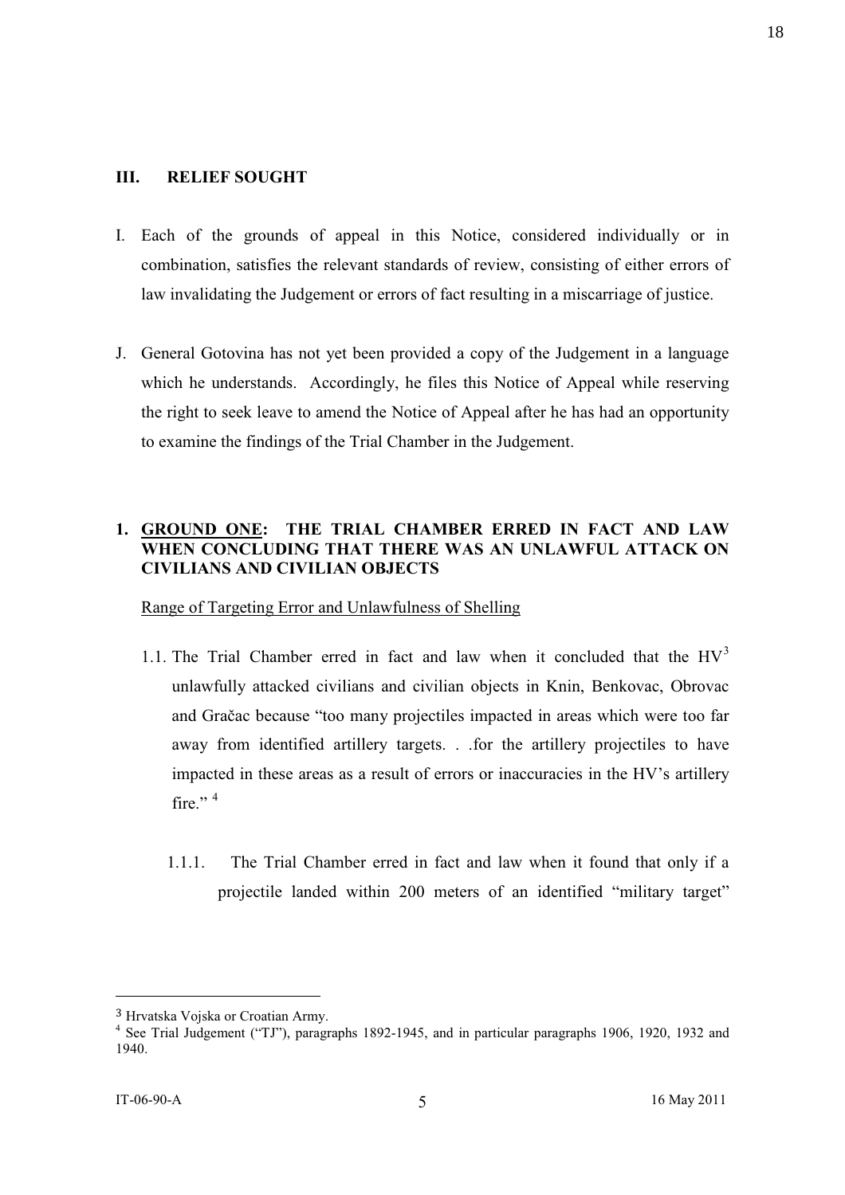## III. RELIEF SOUGHT

I. Each of the grounds of appeal in this Notice, considered individually or in combination, satisfies the relevant standards of review, consisting of either errors of law invalidating the Judgement or errors of fact resulting in a miscarriage of justice.

J. General Gotovina has not yet been provided a copy of the Judgement in a language which he understands. Accordingly, he files this Notice of Appeal while reserving the right to seek leave to amend the Notice of Appeal after he has had an opportunity to examine the findings of the Trial Chamber in the Judgement.

### 1. <u>GROUND ONE</u>: THE TRIAL CHAMBER ERRED IN FACT AND LAW WHEN CONCLUDING THAT THERE WAS AN UNLAWFUL ATTACK ON CIVILIANS AND CIVILIAN OBJECTS

<u>Range of Targeting Error and Unlawfulness of Shelling</u>

1.1. The Trial Chamber erred in fact and law when it concluded that the HV[3] unlawfully attacked civilians and civilian objects in Knin, Benkovac, Obrovac and Gračac because "too many projectiles impacted in areas which were too far away from identified artillery targets. . .for the artillery projectiles to have impacted in these areas as a result of errors or inaccuracies in the HV's artillery fire." [4]

1.1.1. The Trial Chamber erred in fact and law when it found that only if a projectile landed within 200 meters of an identified "military target"

---

[3] Hrvatska Vojska or Croatian Army.

[4] See Trial Judgement ("TJ"), paragraphs 1892-1945, and in particular paragraphs 1906, 1920, 1932 and 1940.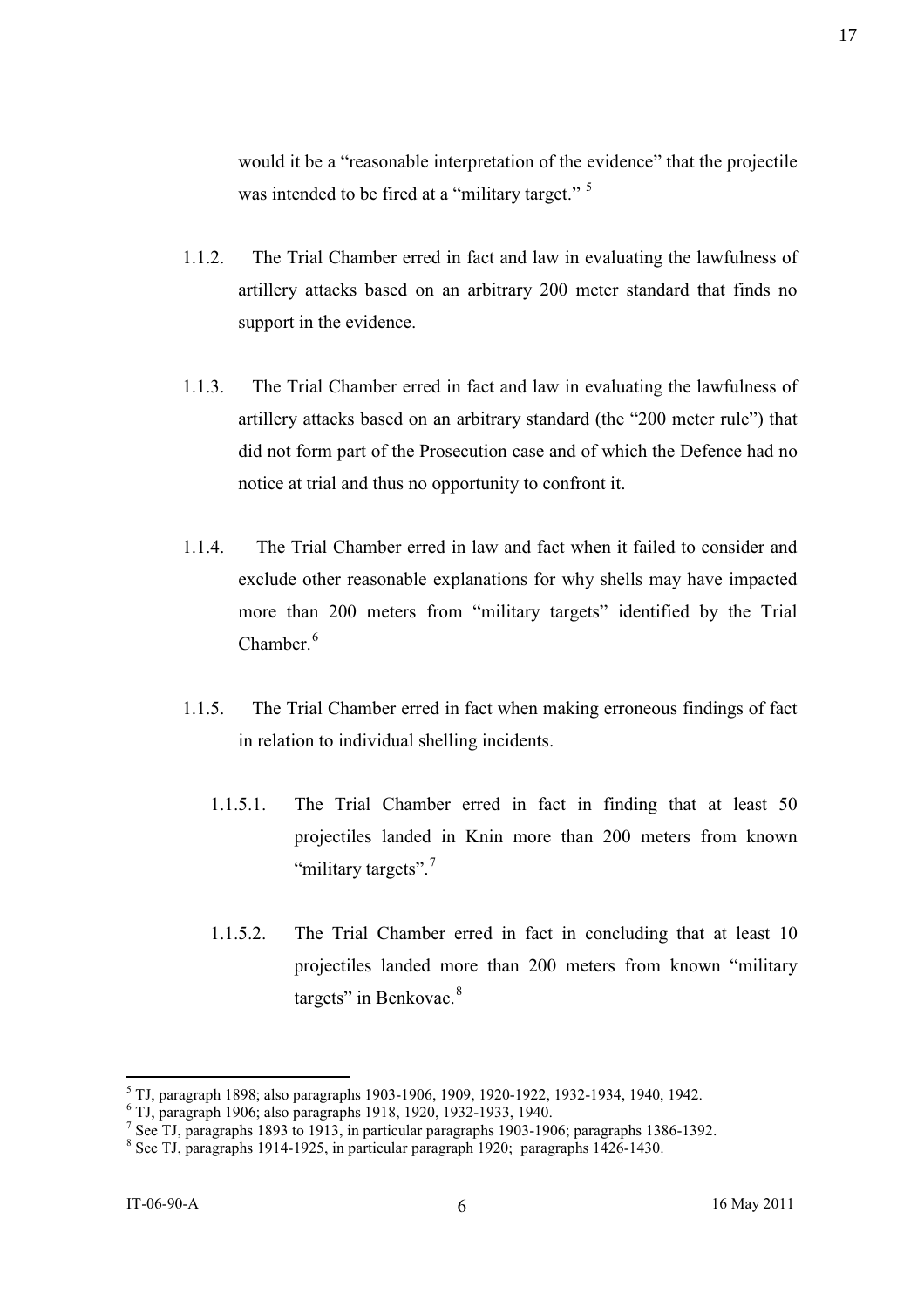would it be a "reasonable interpretation of the evidence" that the projectile was intended to be fired at a "military target." [5]

1.1.2. The Trial Chamber erred in fact and law in evaluating the lawfulness of artillery attacks based on an arbitrary 200 meter standard that finds no support in the evidence.

1.1.3. The Trial Chamber erred in fact and law in evaluating the lawfulness of artillery attacks based on an arbitrary standard (the "200 meter rule") that did not form part of the Prosecution case and of which the Defence had no notice at trial and thus no opportunity to confront it.

1.1.4. The Trial Chamber erred in law and fact when it failed to consider and exclude other reasonable explanations for why shells may have impacted more than 200 meters from "military targets" identified by the Trial Chamber.[6]

1.1.5. The Trial Chamber erred in fact when making erroneous findings of fact in relation to individual shelling incidents.

1.1.5.1. The Trial Chamber erred in fact in finding that at least 50 projectiles landed in Knin more than 200 meters from known "military targets".[7]

1.1.5.2. The Trial Chamber erred in fact in concluding that at least 10 projectiles landed more than 200 meters from known "military targets" in Benkovac.[8]

---

[5] TJ, paragraph 1898; also paragraphs 1903-1906, 1909, 1920-1922, 1932-1934, 1940, 1942.

[6] TJ, paragraph 1906; also paragraphs 1918, 1920, 1932-1933, 1940.

[7] See TJ, paragraphs 1893 to 1913, in particular paragraphs 1903-1906; paragraphs 1386-1392.

[8] See TJ, paragraphs 1914-1925, in particular paragraph 1920; paragraphs 1426-1430.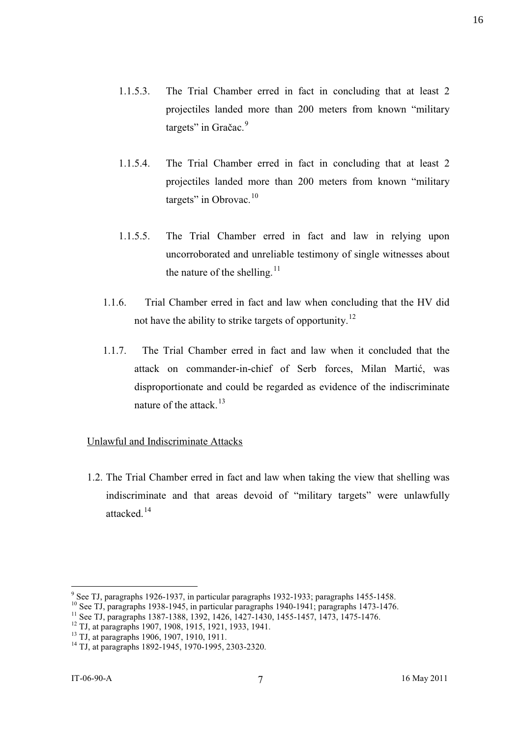1.1.5.3. The Trial Chamber erred in fact in concluding that at least 2 projectiles landed more than 200 meters from known "military targets" in Gračac.[9]

1.1.5.4. The Trial Chamber erred in fact in concluding that at least 2 projectiles landed more than 200 meters from known "military targets" in Obrovac.[10]

1.1.5.5. The Trial Chamber erred in fact and law in relying upon uncorroborated and unreliable testimony of single witnesses about the nature of the shelling.[11]

1.1.6. Trial Chamber erred in fact and law when concluding that the HV did not have the ability to strike targets of opportunity.[12]

1.1.7. The Trial Chamber erred in fact and law when it concluded that the attack on commander-in-chief of Serb forces, Milan Martić, was disproportionate and could be regarded as evidence of the indiscriminate nature of the attack.[13]

Unlawful and Indiscriminate Attacks

1.2. The Trial Chamber erred in fact and law when taking the view that shelling was indiscriminate and that areas devoid of "military targets" were unlawfully attacked.[14]

---

[9] See TJ, paragraphs 1926-1937, in particular paragraphs 1932-1933; paragraphs 1455-1458.

[10] See TJ, paragraphs 1938-1945, in particular paragraphs 1940-1941; paragraphs 1473-1476.

[11] See TJ, paragraphs 1387-1388, 1392, 1426, 1427-1430, 1455-1457, 1473, 1475-1476.

[12] TJ, at paragraphs 1907, 1908, 1915, 1921, 1933, 1941.

[13] TJ, at paragraphs 1906, 1907, 1910, 1911.

[14] TJ, at paragraphs 1892-1945, 1970-1995, 2303-2320.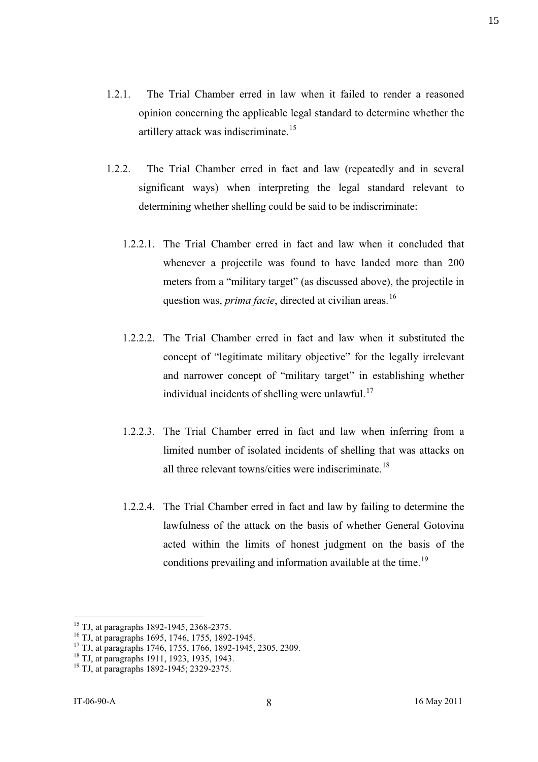1.2.1. The Trial Chamber erred in law when it failed to render a reasoned opinion concerning the applicable legal standard to determine whether the artillery attack was indiscriminate.[15]

1.2.2. The Trial Chamber erred in fact and law (repeatedly and in several significant ways) when interpreting the legal standard relevant to determining whether shelling could be said to be indiscriminate:

1.2.2.1. The Trial Chamber erred in fact and law when it concluded that whenever a projectile was found to have landed more than 200 meters from a "military target" (as discussed above), the projectile in question was, *prima facie*, directed at civilian areas.[16]

1.2.2.2. The Trial Chamber erred in fact and law when it substituted the concept of "legitimate military objective" for the legally irrelevant and narrower concept of "military target" in establishing whether individual incidents of shelling were unlawful.[17]

1.2.2.3. The Trial Chamber erred in fact and law when inferring from a limited number of isolated incidents of shelling that was attacks on all three relevant towns/cities were indiscriminate.[18]

1.2.2.4. The Trial Chamber erred in fact and law by failing to determine the lawfulness of the attack on the basis of whether General Gotovina acted within the limits of honest judgment on the basis of the conditions prevailing and information available at the time.[19]

---

[15] TJ, at paragraphs 1892-1945, 2368-2375.

[16] TJ, at paragraphs 1695, 1746, 1755, 1892-1945.

[17] TJ, at paragraphs 1746, 1755, 1766, 1892-1945, 2305, 2309.

[18] TJ, at paragraphs 1911, 1923, 1935, 1943.

[19] TJ, at paragraphs 1892-1945; 2329-2375.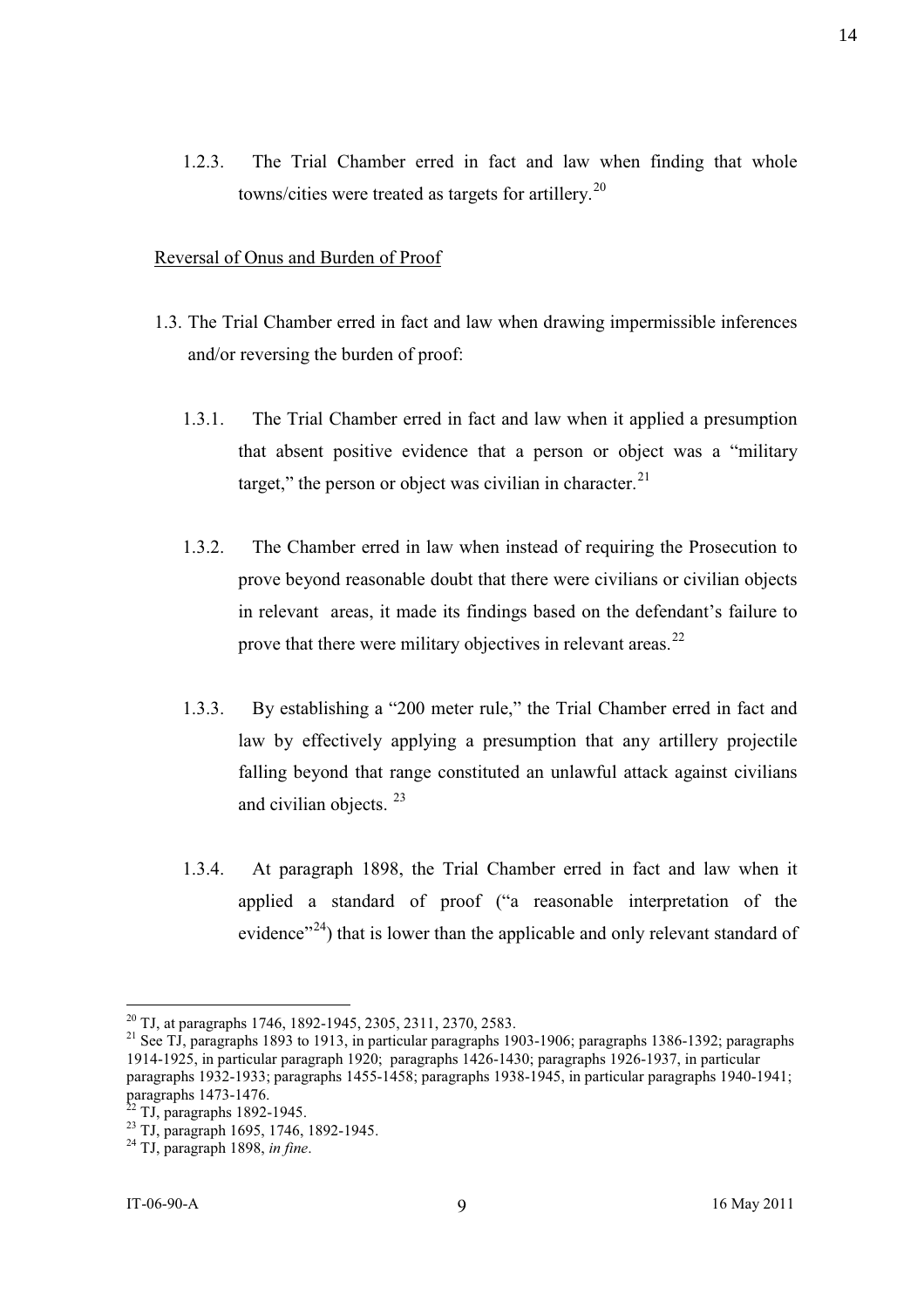1.2.3. The Trial Chamber erred in fact and law when finding that whole towns/cities were treated as targets for artillery.[20]

Reversal of Onus and Burden of Proof

1.3. The Trial Chamber erred in fact and law when drawing impermissible inferences and/or reversing the burden of proof:

1.3.1. The Trial Chamber erred in fact and law when it applied a presumption that absent positive evidence that a person or object was a "military target," the person or object was civilian in character.[21]

1.3.2. The Chamber erred in law when instead of requiring the Prosecution to prove beyond reasonable doubt that there were civilians or civilian objects in relevant areas, it made its findings based on the defendant's failure to prove that there were military objectives in relevant areas.[22]

1.3.3. By establishing a "200 meter rule," the Trial Chamber erred in fact and law by effectively applying a presumption that any artillery projectile falling beyond that range constituted an unlawful attack against civilians and civilian objects. [23]

1.3.4. At paragraph 1898, the Trial Chamber erred in fact and law when it applied a standard of proof ("a reasonable interpretation of the evidence"[24]) that is lower than the applicable and only relevant standard of

---

[20] TJ, at paragraphs 1746, 1892-1945, 2305, 2311, 2370, 2583.

[21] See TJ, paragraphs 1893 to 1913, in particular paragraphs 1903-1906; paragraphs 1386-1392; paragraphs 1914-1925, in particular paragraph 1920; paragraphs 1426-1430; paragraphs 1926-1937, in particular paragraphs 1932-1933; paragraphs 1455-1458; paragraphs 1938-1945, in particular paragraphs 1940-1941; paragraphs 1473-1476.

[22] TJ, paragraphs 1892-1945.

[23] TJ, paragraph 1695, 1746, 1892-1945.

[24] TJ, paragraph 1898, *in fine*.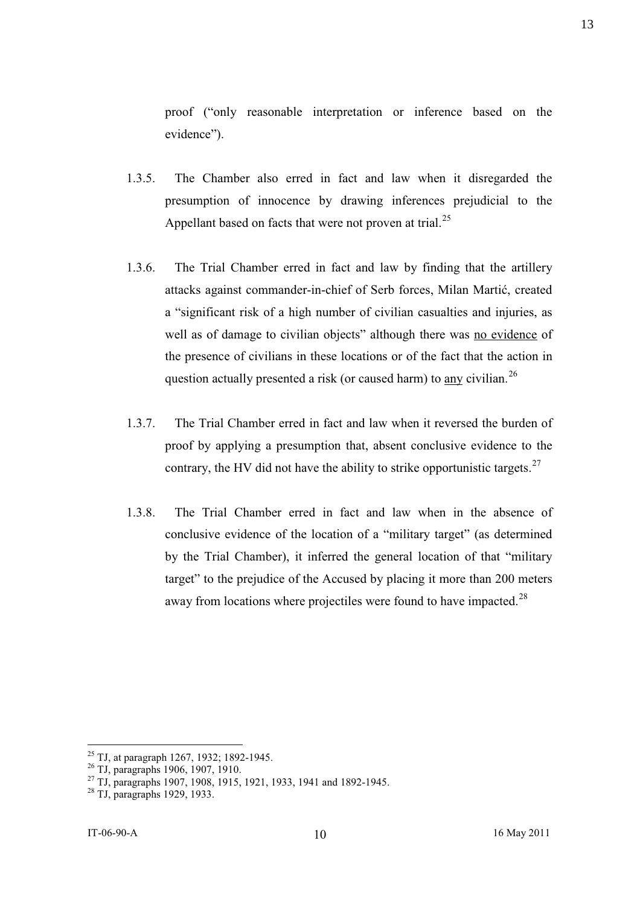proof ("only reasonable interpretation or inference based on the evidence").

1.3.5. The Chamber also erred in fact and law when it disregarded the presumption of innocence by drawing inferences prejudicial to the Appellant based on facts that were not proven at trial.[25]

1.3.6. The Trial Chamber erred in fact and law by finding that the artillery attacks against commander-in-chief of Serb forces, Milan Martić, created a "significant risk of a high number of civilian casualties and injuries, as well as of damage to civilian objects" although there was <u>no evidence</u> of the presence of civilians in these locations or of the fact that the action in question actually presented a risk (or caused harm) to <u>any</u> civilian.[26]

1.3.7. The Trial Chamber erred in fact and law when it reversed the burden of proof by applying a presumption that, absent conclusive evidence to the contrary, the HV did not have the ability to strike opportunistic targets.[27]

1.3.8. The Trial Chamber erred in fact and law when in the absence of conclusive evidence of the location of a "military target" (as determined by the Trial Chamber), it inferred the general location of that "military target" to the prejudice of the Accused by placing it more than 200 meters away from locations where projectiles were found to have impacted.[28]

---

[25] TJ, at paragraph 1267, 1932; 1892-1945.

[26] TJ, paragraphs 1906, 1907, 1910.

[27] TJ, paragraphs 1907, 1908, 1915, 1921, 1933, 1941 and 1892-1945.

[28] TJ, paragraphs 1929, 1933.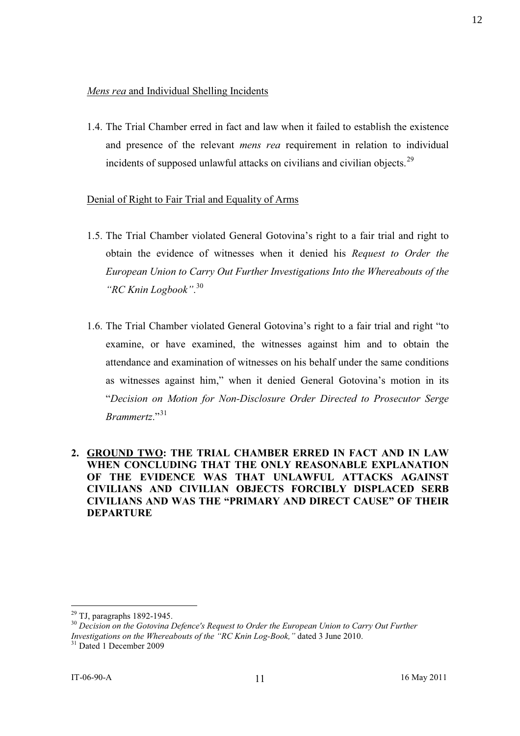*Mens rea* and Individual Shelling Incidents

1.4. The Trial Chamber erred in fact and law when it failed to establish the existence and presence of the relevant *mens rea* requirement in relation to individual incidents of supposed unlawful attacks on civilians and civilian objects.[29]

Denial of Right to Fair Trial and Equality of Arms

1.5. The Trial Chamber violated General Gotovina's right to a fair trial and right to obtain the evidence of witnesses when it denied his *Request to Order the European Union to Carry Out Further Investigations Into the Whereabouts of the "RC Knin Logbook"*.[30]

1.6. The Trial Chamber violated General Gotovina's right to a fair trial and right "to examine, or have examined, the witnesses against him and to obtain the attendance and examination of witnesses on his behalf under the same conditions as witnesses against him," when it denied General Gotovina's motion in its "*Decision on Motion for Non-Disclosure Order Directed to Prosecutor Serge Brammertz*."[31]

**2. GROUND TWO: THE TRIAL CHAMBER ERRED IN FACT AND IN LAW WHEN CONCLUDING THAT THE ONLY REASONABLE EXPLANATION OF THE EVIDENCE WAS THAT UNLAWFUL ATTACKS AGAINST CIVILIANS AND CIVILIAN OBJECTS FORCIBLY DISPLACED SERB CIVILIANS AND WAS THE "PRIMARY AND DIRECT CAUSE" OF THEIR DEPARTURE**

---

[29] TJ, paragraphs 1892-1945.

[30] *Decision on the Gotovina Defence's Request to Order the European Union to Carry Out Further Investigations on the Whereabouts of the "RC Knin Log-Book,"* dated 3 June 2010.

[31] Dated 1 December 2009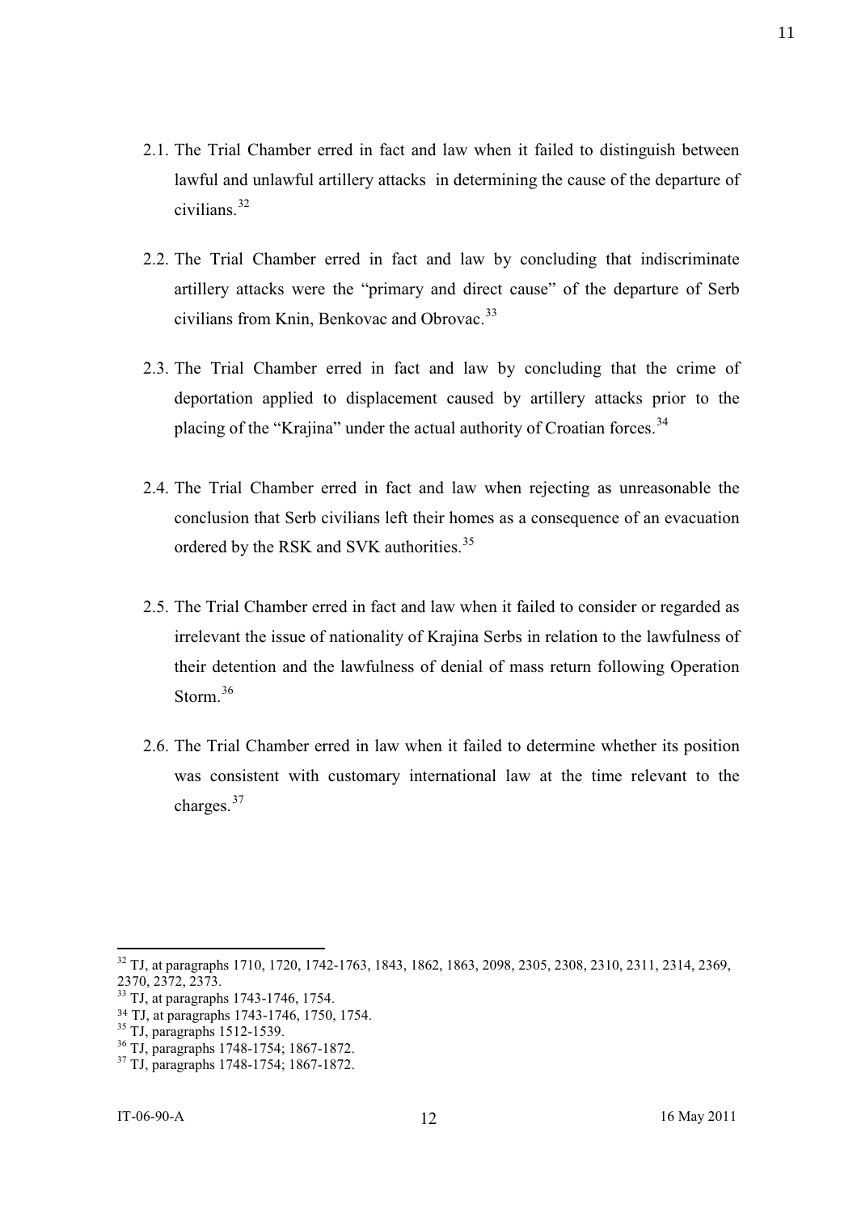2.1. The Trial Chamber erred in fact and law when it failed to distinguish between lawful and unlawful artillery attacks in determining the cause of the departure of civilians.[32]

2.2. The Trial Chamber erred in fact and law by concluding that indiscriminate artillery attacks were the "primary and direct cause" of the departure of Serb civilians from Knin, Benkovac and Obrovac.[33]

2.3. The Trial Chamber erred in fact and law by concluding that the crime of deportation applied to displacement caused by artillery attacks prior to the placing of the "Krajina" under the actual authority of Croatian forces.[34]

2.4. The Trial Chamber erred in fact and law when rejecting as unreasonable the conclusion that Serb civilians left their homes as a consequence of an evacuation ordered by the RSK and SVK authorities.[35]

2.5. The Trial Chamber erred in fact and law when it failed to consider or regarded as irrelevant the issue of nationality of Krajina Serbs in relation to the lawfulness of their detention and the lawfulness of denial of mass return following Operation Storm.[36]

2.6. The Trial Chamber erred in law when it failed to determine whether its position was consistent with customary international law at the time relevant to the charges.[37]

---

[32] TJ, at paragraphs 1710, 1720, 1742-1763, 1843, 1862, 1863, 2098, 2305, 2308, 2310, 2311, 2314, 2369, 2370, 2372, 2373.

[33] TJ, at paragraphs 1743-1746, 1754.

[34] TJ, at paragraphs 1743-1746, 1750, 1754.

[35] TJ, paragraphs 1512-1539.

[36] TJ, paragraphs 1748-1754; 1867-1872.

[37] TJ, paragraphs 1748-1754; 1867-1872.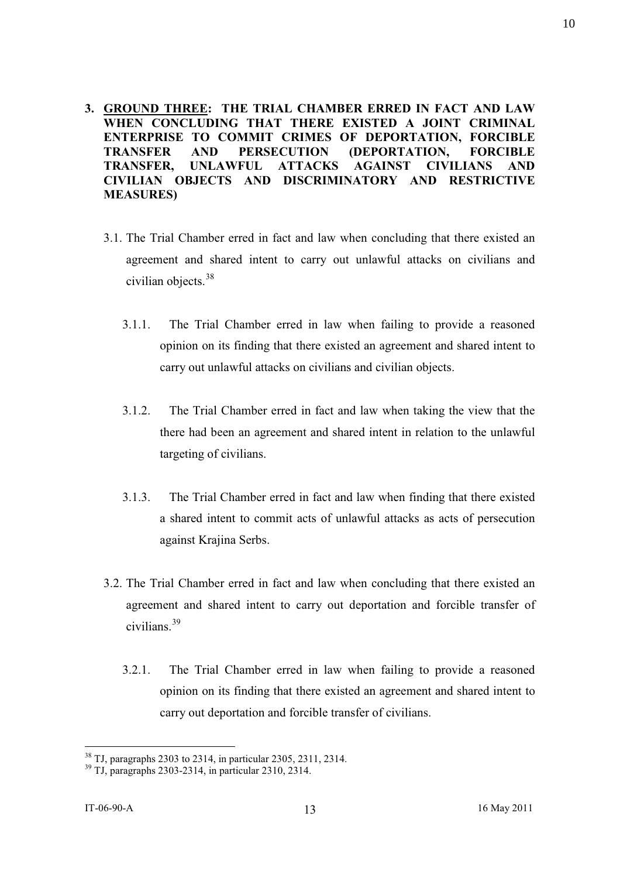3. **<u>GROUND THREE</u>: THE TRIAL CHAMBER ERRED IN FACT AND LAW WHEN CONCLUDING THAT THERE EXISTED A JOINT CRIMINAL ENTERPRISE TO COMMIT CRIMES OF DEPORTATION, FORCIBLE TRANSFER AND PERSECUTION (DEPORTATION, FORCIBLE TRANSFER, UNLAWFUL ATTACKS AGAINST CIVILIANS AND CIVILIAN OBJECTS AND DISCRIMINATORY AND RESTRICTIVE MEASURES)**

   3.1. The Trial Chamber erred in fact and law when concluding that there existed an agreement and shared intent to carry out unlawful attacks on civilians and civilian objects.[38]

      3.1.1. The Trial Chamber erred in law when failing to provide a reasoned opinion on its finding that there existed an agreement and shared intent to carry out unlawful attacks on civilians and civilian objects.

      3.1.2. The Trial Chamber erred in fact and law when taking the view that the there had been an agreement and shared intent in relation to the unlawful targeting of civilians.

      3.1.3. The Trial Chamber erred in fact and law when finding that there existed a shared intent to commit acts of unlawful attacks as acts of persecution against Krajina Serbs.

   3.2. The Trial Chamber erred in fact and law when concluding that there existed an agreement and shared intent to carry out deportation and forcible transfer of civilians.[39]

      3.2.1. The Trial Chamber erred in law when failing to provide a reasoned opinion on its finding that there existed an agreement and shared intent to carry out deportation and forcible transfer of civilians.

---

[38] TJ, paragraphs 2303 to 2314, in particular 2305, 2311, 2314.

[39] TJ, paragraphs 2303-2314, in particular 2310, 2314.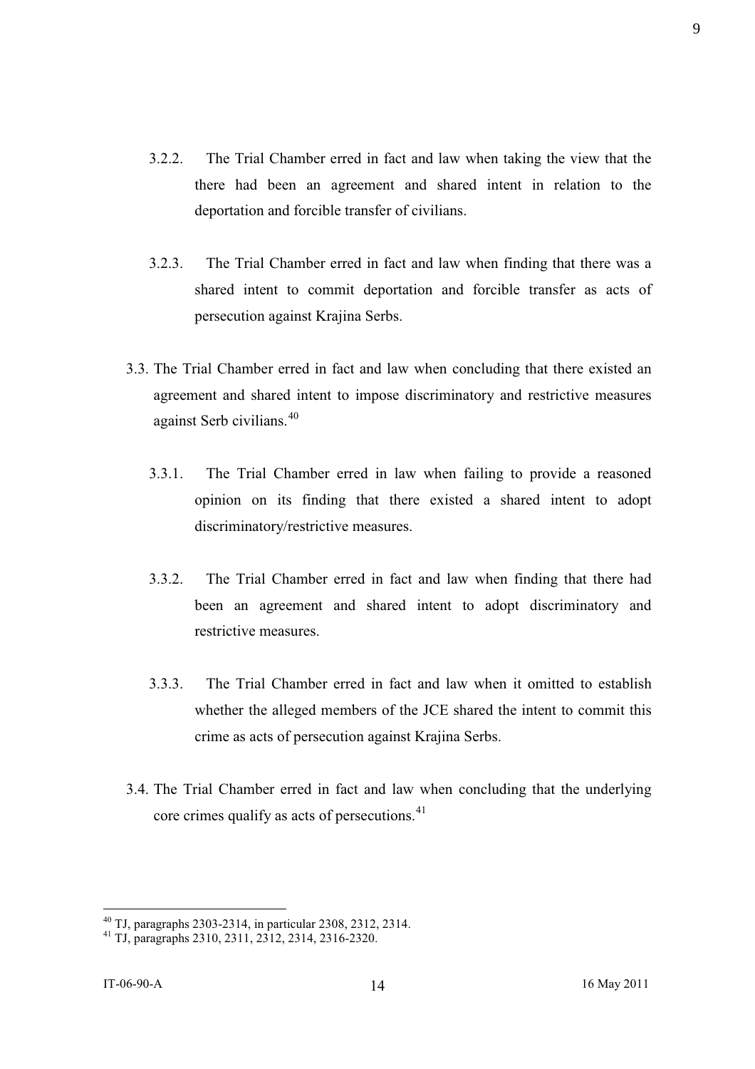3.2.2. The Trial Chamber erred in fact and law when taking the view that the there had been an agreement and shared intent in relation to the deportation and forcible transfer of civilians.

3.2.3. The Trial Chamber erred in fact and law when finding that there was a shared intent to commit deportation and forcible transfer as acts of persecution against Krajina Serbs.

3.3. The Trial Chamber erred in fact and law when concluding that there existed an agreement and shared intent to impose discriminatory and restrictive measures against Serb civilians.[40]

3.3.1. The Trial Chamber erred in law when failing to provide a reasoned opinion on its finding that there existed a shared intent to adopt discriminatory/restrictive measures.

3.3.2. The Trial Chamber erred in fact and law when finding that there had been an agreement and shared intent to adopt discriminatory and restrictive measures.

3.3.3. The Trial Chamber erred in fact and law when it omitted to establish whether the alleged members of the JCE shared the intent to commit this crime as acts of persecution against Krajina Serbs.

3.4. The Trial Chamber erred in fact and law when concluding that the underlying core crimes qualify as acts of persecutions.[41]

---

[40] TJ, paragraphs 2303-2314, in particular 2308, 2312, 2314.

[41] TJ, paragraphs 2310, 2311, 2312, 2314, 2316-2320.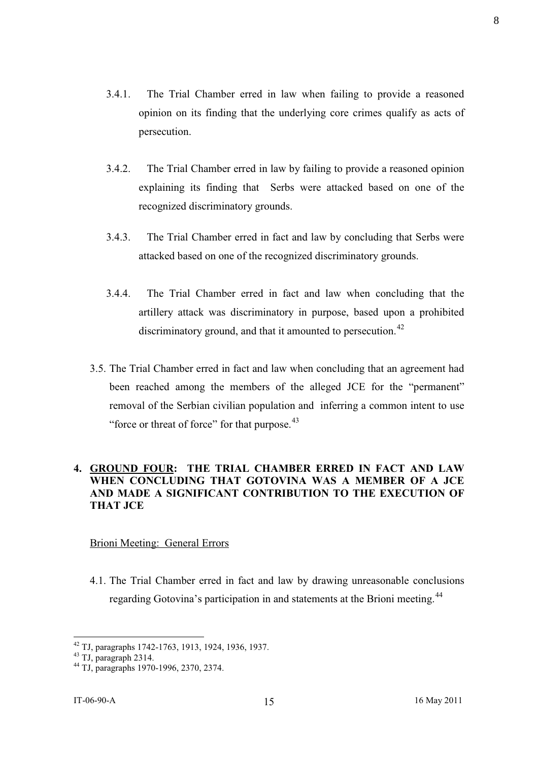3.4.1. The Trial Chamber erred in law when failing to provide a reasoned opinion on its finding that the underlying core crimes qualify as acts of persecution.

3.4.2. The Trial Chamber erred in law by failing to provide a reasoned opinion explaining its finding that Serbs were attacked based on one of the recognized discriminatory grounds.

3.4.3. The Trial Chamber erred in fact and law by concluding that Serbs were attacked based on one of the recognized discriminatory grounds.

3.4.4. The Trial Chamber erred in fact and law when concluding that the artillery attack was discriminatory in purpose, based upon a prohibited discriminatory ground, and that it amounted to persecution.[42]

3.5. The Trial Chamber erred in fact and law when concluding that an agreement had been reached among the members of the alleged JCE for the "permanent" removal of the Serbian civilian population and inferring a common intent to use "force or threat of force" for that purpose.[43]

## 4. <u>GROUND FOUR</u>: THE TRIAL CHAMBER ERRED IN FACT AND LAW WHEN CONCLUDING THAT GOTOVINA WAS A MEMBER OF A JCE AND MADE A SIGNIFICANT CONTRIBUTION TO THE EXECUTION OF THAT JCE

<u>Brioni Meeting: General Errors</u>

4.1. The Trial Chamber erred in fact and law by drawing unreasonable conclusions regarding Gotovina's participation in and statements at the Brioni meeting.[44]

---

[42] TJ, paragraphs 1742-1763, 1913, 1924, 1936, 1937.

[43] TJ, paragraph 2314.

[44] TJ, paragraphs 1970-1996, 2370, 2374.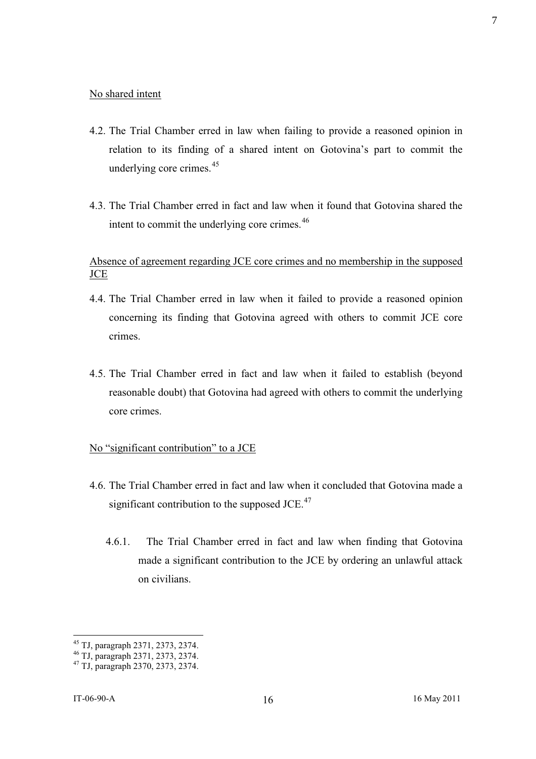No shared intent

4.2. The Trial Chamber erred in law when failing to provide a reasoned opinion in relation to its finding of a shared intent on Gotovina's part to commit the underlying core crimes.[45]

4.3. The Trial Chamber erred in fact and law when it found that Gotovina shared the intent to commit the underlying core crimes.[46]

Absence of agreement regarding JCE core crimes and no membership in the supposed JCE

4.4. The Trial Chamber erred in law when it failed to provide a reasoned opinion concerning its finding that Gotovina agreed with others to commit JCE core crimes.

4.5. The Trial Chamber erred in fact and law when it failed to establish (beyond reasonable doubt) that Gotovina had agreed with others to commit the underlying core crimes.

No "significant contribution" to a JCE

4.6. The Trial Chamber erred in fact and law when it concluded that Gotovina made a significant contribution to the supposed JCE.[47]

4.6.1. The Trial Chamber erred in fact and law when finding that Gotovina made a significant contribution to the JCE by ordering an unlawful attack on civilians.

---

[45] TJ, paragraph 2371, 2373, 2374.
[46] TJ, paragraph 2371, 2373, 2374.
[47] TJ, paragraph 2370, 2373, 2374.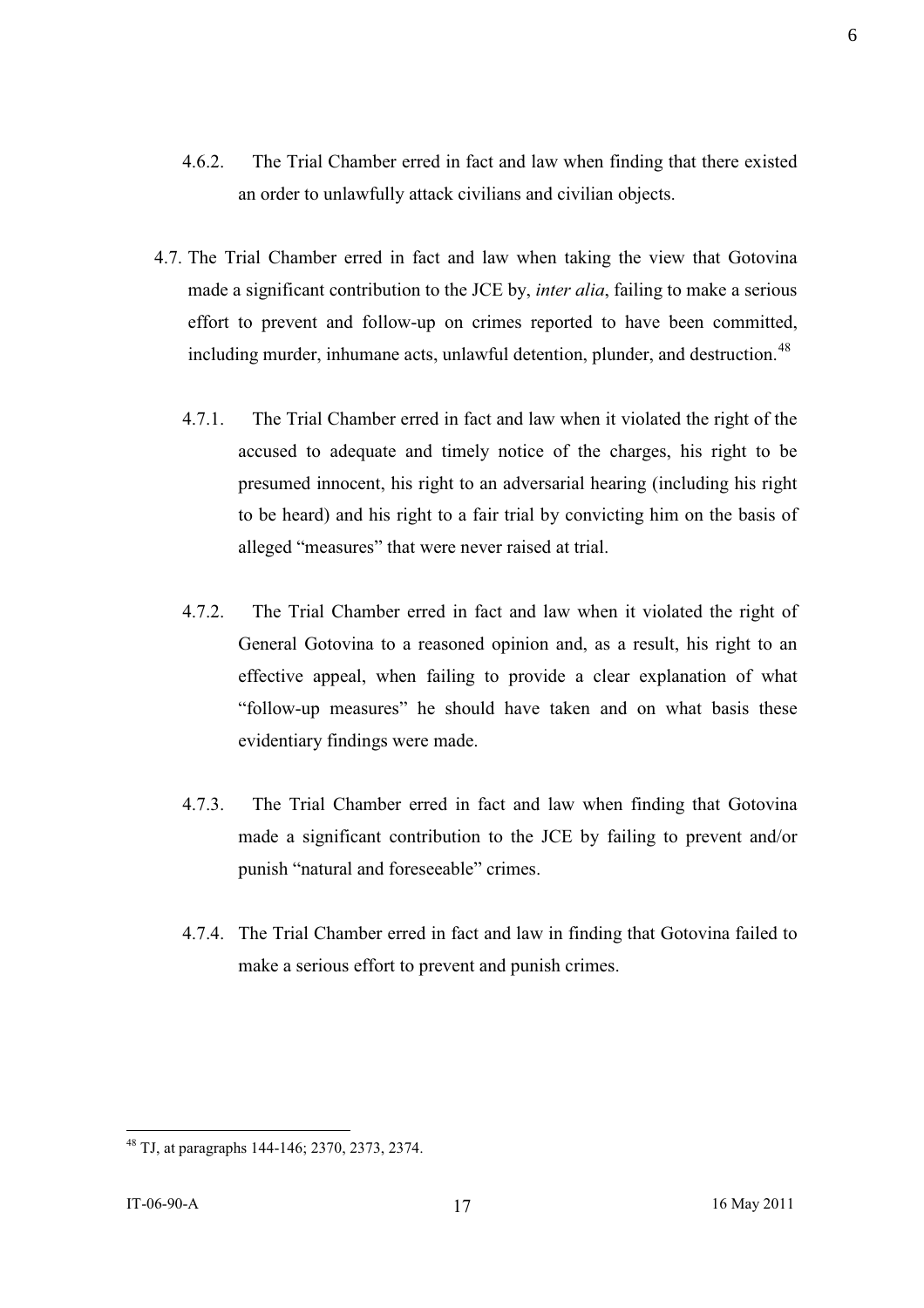4.6.2. The Trial Chamber erred in fact and law when finding that there existed an order to unlawfully attack civilians and civilian objects.

4.7. The Trial Chamber erred in fact and law when taking the view that Gotovina made a significant contribution to the JCE by, *inter alia*, failing to make a serious effort to prevent and follow-up on crimes reported to have been committed, including murder, inhumane acts, unlawful detention, plunder, and destruction.[48]

4.7.1. The Trial Chamber erred in fact and law when it violated the right of the accused to adequate and timely notice of the charges, his right to be presumed innocent, his right to an adversarial hearing (including his right to be heard) and his right to a fair trial by convicting him on the basis of alleged "measures" that were never raised at trial.

4.7.2. The Trial Chamber erred in fact and law when it violated the right of General Gotovina to a reasoned opinion and, as a result, his right to an effective appeal, when failing to provide a clear explanation of what "follow-up measures" he should have taken and on what basis these evidentiary findings were made.

4.7.3. The Trial Chamber erred in fact and law when finding that Gotovina made a significant contribution to the JCE by failing to prevent and/or punish "natural and foreseeable" crimes.

4.7.4. The Trial Chamber erred in fact and law in finding that Gotovina failed to make a serious effort to prevent and punish crimes.

[48] TJ, at paragraphs 144-146; 2370, 2373, 2374.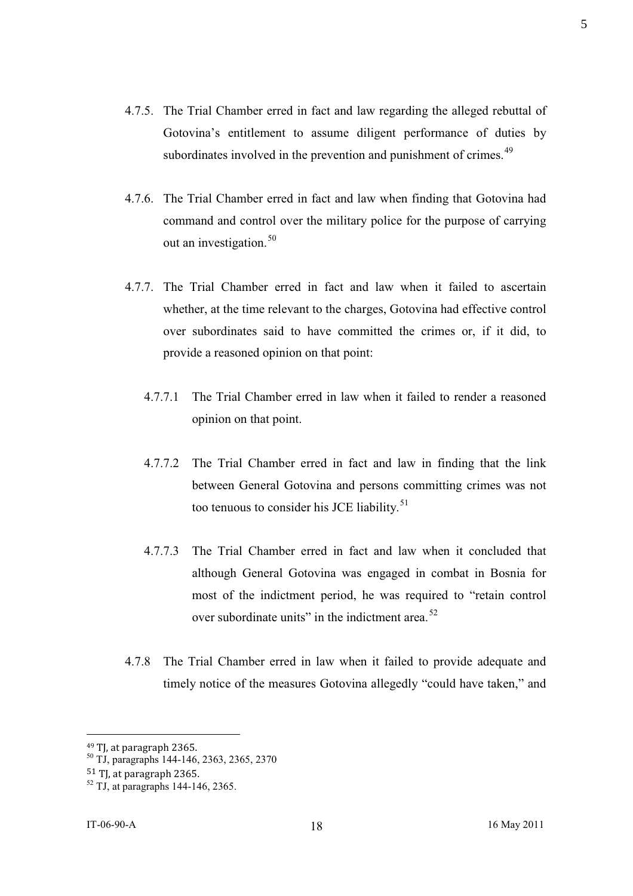4.7.5. The Trial Chamber erred in fact and law regarding the alleged rebuttal of Gotovina's entitlement to assume diligent performance of duties by subordinates involved in the prevention and punishment of crimes.[49]

4.7.6. The Trial Chamber erred in fact and law when finding that Gotovina had command and control over the military police for the purpose of carrying out an investigation.[50]

4.7.7. The Trial Chamber erred in fact and law when it failed to ascertain whether, at the time relevant to the charges, Gotovina had effective control over subordinates said to have committed the crimes or, if it did, to provide a reasoned opinion on that point:

4.7.7.1 The Trial Chamber erred in law when it failed to render a reasoned opinion on that point.

4.7.7.2 The Trial Chamber erred in fact and law in finding that the link between General Gotovina and persons committing crimes was not too tenuous to consider his JCE liability.[51]

4.7.7.3 The Trial Chamber erred in fact and law when it concluded that although General Gotovina was engaged in combat in Bosnia for most of the indictment period, he was required to "retain control over subordinate units" in the indictment area.[52]

4.7.8 The Trial Chamber erred in law when it failed to provide adequate and timely notice of the measures Gotovina allegedly "could have taken," and

---

[49] TJ, at paragraph 2365.

[50] TJ, paragraphs 144-146, 2363, 2365, 2370

[51] TJ, at paragraph 2365.

[52] TJ, at paragraphs 144-146, 2365.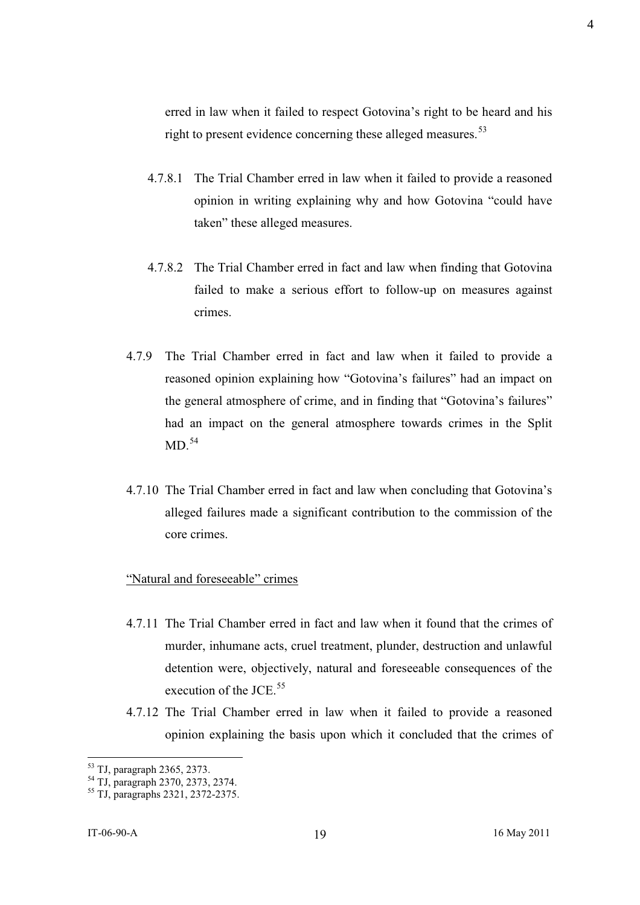erred in law when it failed to respect Gotovina's right to be heard and his right to present evidence concerning these alleged measures.[53]

4.7.8.1 The Trial Chamber erred in law when it failed to provide a reasoned opinion in writing explaining why and how Gotovina "could have taken" these alleged measures.

4.7.8.2 The Trial Chamber erred in fact and law when finding that Gotovina failed to make a serious effort to follow-up on measures against crimes.

4.7.9 The Trial Chamber erred in fact and law when it failed to provide a reasoned opinion explaining how "Gotovina's failures" had an impact on the general atmosphere of crime, and in finding that "Gotovina's failures" had an impact on the general atmosphere towards crimes in the Split MD.[54]

4.7.10 The Trial Chamber erred in fact and law when concluding that Gotovina's alleged failures made a significant contribution to the commission of the core crimes.

<u>"Natural and foreseeable" crimes</u>

4.7.11 The Trial Chamber erred in fact and law when it found that the crimes of murder, inhumane acts, cruel treatment, plunder, destruction and unlawful detention were, objectively, natural and foreseeable consequences of the execution of the JCE.[55]

4.7.12 The Trial Chamber erred in law when it failed to provide a reasoned opinion explaining the basis upon which it concluded that the crimes of

---

[53] TJ, paragraph 2365, 2373.

[54] TJ, paragraph 2370, 2373, 2374.

[55] TJ, paragraphs 2321, 2372-2375.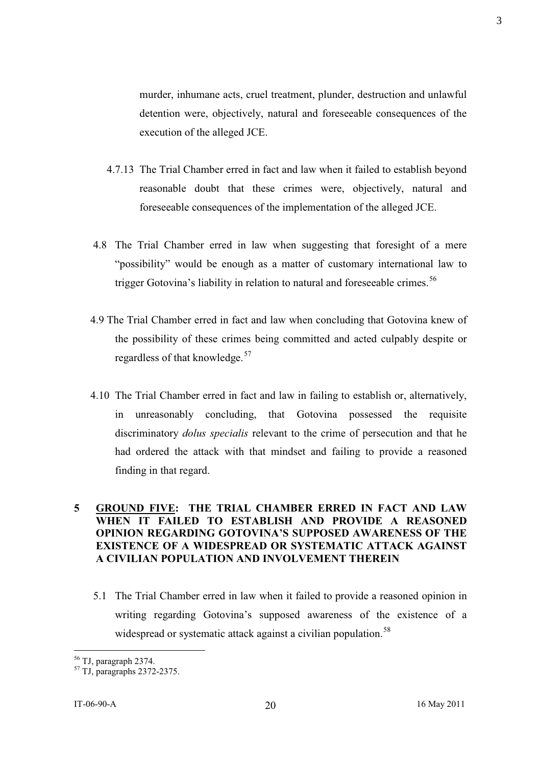murder, inhumane acts, cruel treatment, plunder, destruction and unlawful detention were, objectively, natural and foreseeable consequences of the execution of the alleged JCE.

4.7.13 The Trial Chamber erred in fact and law when it failed to establish beyond reasonable doubt that these crimes were, objectively, natural and foreseeable consequences of the implementation of the alleged JCE.

4.8 The Trial Chamber erred in law when suggesting that foresight of a mere "possibility" would be enough as a matter of customary international law to trigger Gotovina's liability in relation to natural and foreseeable crimes.[56]

4.9 The Trial Chamber erred in fact and law when concluding that Gotovina knew of the possibility of these crimes being committed and acted culpably despite or regardless of that knowledge.[57]

4.10 The Trial Chamber erred in fact and law in failing to establish or, alternatively, in unreasonably concluding, that Gotovina possessed the requisite discriminatory *dolus specialis* relevant to the crime of persecution and that he had ordered the attack with that mindset and failing to provide a reasoned finding in that regard.

## 5 GROUND FIVE: THE TRIAL CHAMBER ERRED IN FACT AND LAW WHEN IT FAILED TO ESTABLISH AND PROVIDE A REASONED OPINION REGARDING GOTOVINA'S SUPPOSED AWARENESS OF THE EXISTENCE OF A WIDESPREAD OR SYSTEMATIC ATTACK AGAINST A CIVILIAN POPULATION AND INVOLVEMENT THEREIN

5.1 The Trial Chamber erred in law when it failed to provide a reasoned opinion in writing regarding Gotovina's supposed awareness of the existence of a widespread or systematic attack against a civilian population.[58]

---

[56] TJ, paragraph 2374.

[57] TJ, paragraphs 2372-2375.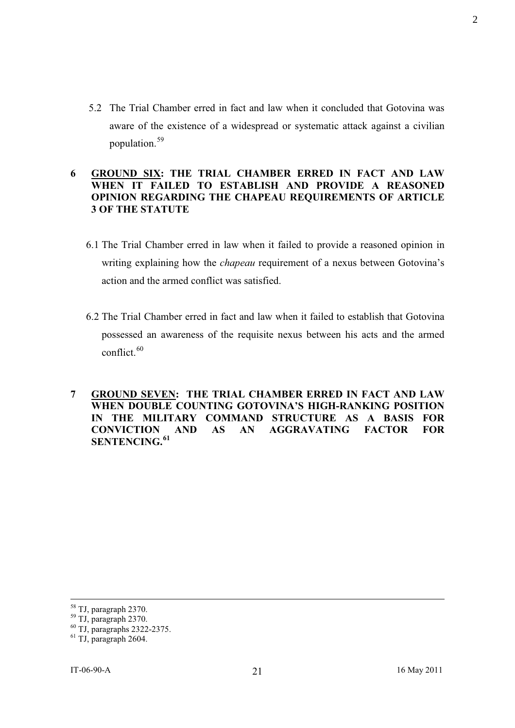5.2 The Trial Chamber erred in fact and law when it concluded that Gotovina was aware of the existence of a widespread or systematic attack against a civilian population.[59]

## 6 GROUND SIX: THE TRIAL CHAMBER ERRED IN FACT AND LAW WHEN IT FAILED TO ESTABLISH AND PROVIDE A REASONED OPINION REGARDING THE CHAPEAU REQUIREMENTS OF ARTICLE 3 OF THE STATUTE

6.1 The Trial Chamber erred in law when it failed to provide a reasoned opinion in writing explaining how the *chapeau* requirement of a nexus between Gotovina's action and the armed conflict was satisfied.

6.2 The Trial Chamber erred in fact and law when it failed to establish that Gotovina possessed an awareness of the requisite nexus between his acts and the armed conflict.[60]

## 7 GROUND SEVEN: THE TRIAL CHAMBER ERRED IN FACT AND LAW WHEN DOUBLE COUNTING GOTOVINA'S HIGH-RANKING POSITION IN THE MILITARY COMMAND STRUCTURE AS A BASIS FOR CONVICTION AND AS AN AGGRAVATING FACTOR FOR SENTENCING.[61]

---

[58] TJ, paragraph 2370.
[59] TJ, paragraph 2370.
[60] TJ, paragraphs 2322-2375.
[61] TJ, paragraph 2604.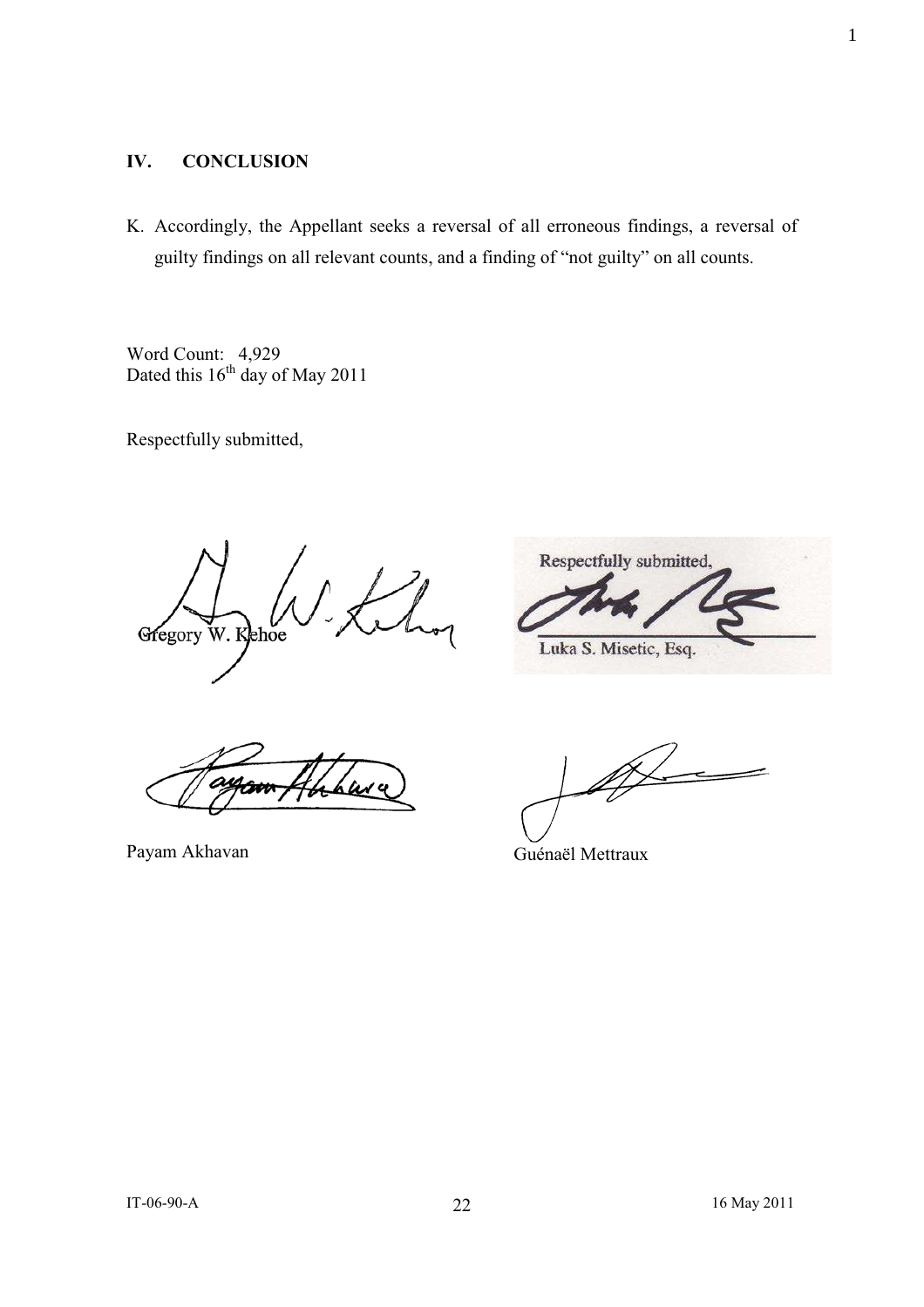## IV. CONCLUSION

K. Accordingly, the Appellant seeks a reversal of all erroneous findings, a reversal of guilty findings on all relevant counts, and a finding of "not guilty" on all counts.

Word Count: 4,929
Dated this 16th day of May 2011

Respectfully submitted,

Gregory W. Kehoe

Respectfully submitted,

Luka S. Misetic, Esq.

Payam Akhavan

Guénaël Mettraux